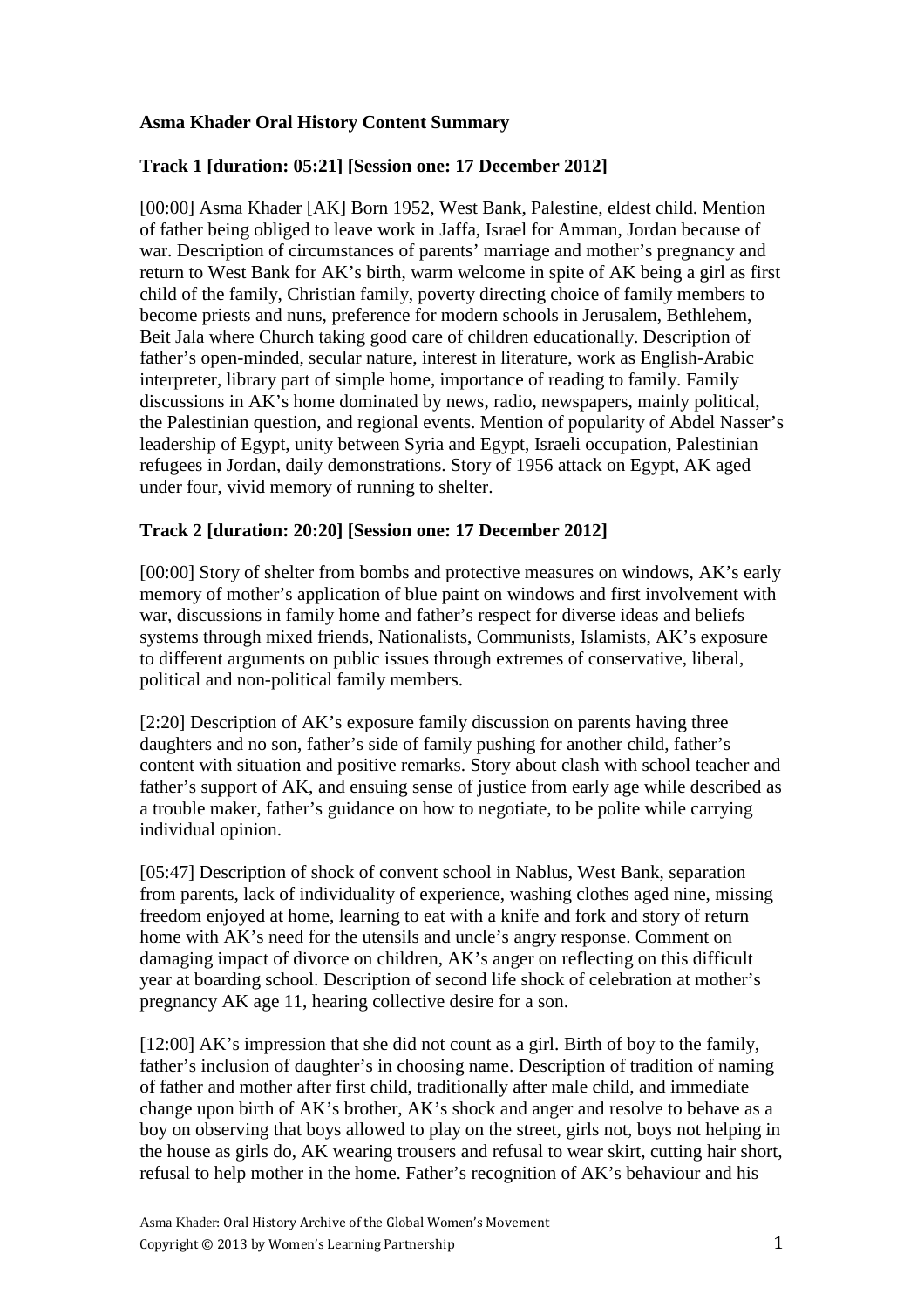**Asma Khader Oral History Content Summary**

**Track 1 [duration: 05:21] [Session one: 17 December 2012]**

[00:00] Asma Khader [AK] Born 1952, West Bank, Palestine, eldest child. Mention of father being obliged to leave work in Jaffa, Israel for Amman, Jordan because of war. Description of circumstances of parents' marriage and mother's pregnancy and return to West Bank for AK's birth, warm welcome in spite of AK being a girl as first child of the family, Christian family, poverty directing choice of family members to become priests and nuns, preference for modern schools in Jerusalem, Bethlehem, Beit Jala where Church taking good care of children educationally. Description of father's open-minded, secular nature, interest in literature, work as English-Arabic interpreter, library part of simple home, importance of reading to family. Family discussions in AK's home dominated by news, radio, newspapers, mainly political, the Palestinian question, and regional events. Mention of popularity of Abdel Nasser's leadership of Egypt, unity between Syria and Egypt, Israeli occupation, Palestinian refugees in Jordan, daily demonstrations. Story of 1956 attack on Egypt, AK aged under four, vivid memory of running to shelter.

**Track 2 [duration: 20:20] [Session one: 17 December 2012]**

[00:00] Story of shelter from bombs and protective measures on windows, AK's early memory of mother's application of blue paint on windows and first involvement with war, discussions in family home and father's respect for diverse ideas and beliefs systems through mixed friends, Nationalists, Communists, Islamists, AK's exposure to different arguments on public issues through extremes of conservative, liberal, political and non-political family members.

[2:20] Description of AK's exposure family discussion on parents having three daughters and no son, father's side of family pushing for another child, father's content with situation and positive remarks. Story about clash with school teacher and father's support of AK, and ensuing sense of justice from early age while described as a trouble maker, father's guidance on how to negotiate, to be polite while carrying individual opinion.

[05:47] Description of shock of convent school in Nablus, West Bank, separation from parents, lack of individuality of experience, washing clothes aged nine, missing freedom enjoyed at home, learning to eat with a knife and fork and story of return home with AK's need for the utensils and uncle's angry response. Comment on damaging impact of divorce on children, AK's anger on reflecting on this difficult year at boarding school. Description of second life shock of celebration at mother's pregnancy AK age 11, hearing collective desire for a son.

[12:00] AK's impression that she did not count as a girl. Birth of boy to the family, father's inclusion of daughter's in choosing name. Description of tradition of naming of father and mother after first child, traditionally after male child, and immediate change upon birth of AK's brother, AK's shock and anger and resolve to behave as a boy on observing that boys allowed to play on the street, girls not, boys not helping in the house as girls do, AK wearing trousers and refusal to wear skirt, cutting hair short, refusal to help mother in the home. Father's recognition of AK's behaviour and his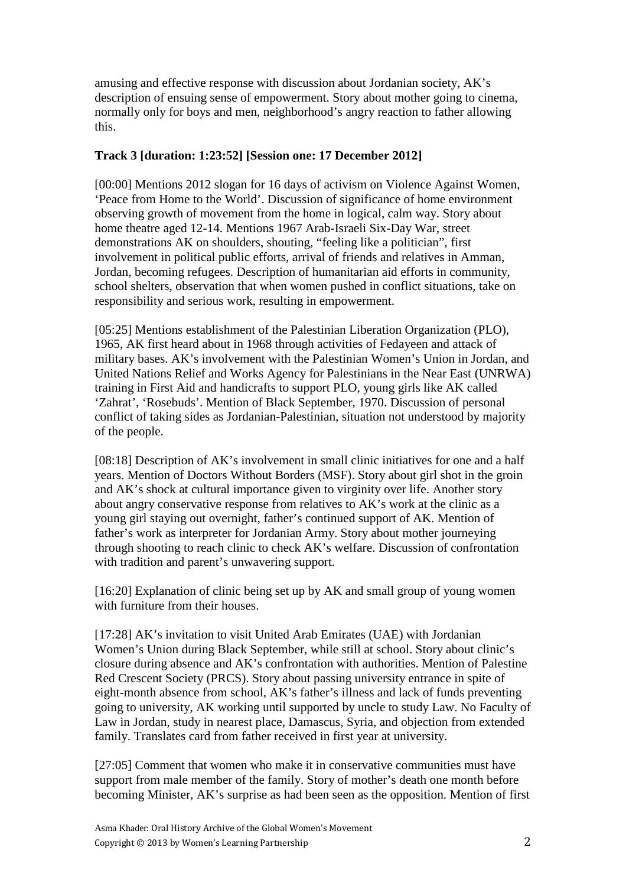amusing and effective response with discussion about Jordanian society, AK's description of ensuing sense of empowerment. Story about mother going to cinema, normally only for boys and men, neighborhood's angry reaction to father allowing this.

**Track 3 [duration: 1:23:52] [Session one: 17 December 2012]**

[00:00] Mentions 2012 slogan for 16 days of activism on Violence Against Women, 'Peace from Home to the World'. Discussion of significance of home environment observing growth of movement from the home in logical, calm way. Story about home theatre aged 12-14. Mentions 1967 Arab-Israeli Six-Day War, street demonstrations AK on shoulders, shouting, "feeling like a politician", first involvement in political public efforts, arrival of friends and relatives in Amman, Jordan, becoming refugees. Description of humanitarian aid efforts in community, school shelters, observation that when women pushed in conflict situations, take on responsibility and serious work, resulting in empowerment.

[05:25] Mentions establishment of the Palestinian Liberation Organization (PLO), 1965, AK first heard about in 1968 through activities of Fedayeen and attack of military bases. AK's involvement with the Palestinian Women's Union in Jordan, and United Nations Relief and Works Agency for Palestinians in the Near East (UNRWA) training in First Aid and handicrafts to support PLO, young girls like AK called 'Zahrat', 'Rosebuds'. Mention of Black September, 1970. Discussion of personal conflict of taking sides as Jordanian-Palestinian, situation not understood by majority of the people.

[08:18] Description of AK's involvement in small clinic initiatives for one and a half years. Mention of Doctors Without Borders (MSF). Story about girl shot in the groin and AK's shock at cultural importance given to virginity over life. Another story about angry conservative response from relatives to AK's work at the clinic as a young girl staying out overnight, father's continued support of AK. Mention of father's work as interpreter for Jordanian Army. Story about mother journeying through shooting to reach clinic to check AK's welfare. Discussion of confrontation with tradition and parent's unwavering support.

[16:20] Explanation of clinic being set up by AK and small group of young women with furniture from their houses.

[17:28] AK's invitation to visit United Arab Emirates (UAE) with Jordanian Women's Union during Black September, while still at school. Story about clinic's closure during absence and AK's confrontation with authorities. Mention of Palestine Red Crescent Society (PRCS). Story about passing university entrance in spite of eight-month absence from school, AK's father's illness and lack of funds preventing going to university, AK working until supported by uncle to study Law. No Faculty of Law in Jordan, study in nearest place, Damascus, Syria, and objection from extended family. Translates card from father received in first year at university.

[27:05] Comment that women who make it in conservative communities must have support from male member of the family. Story of mother's death one month before becoming Minister, AK's surprise as had been seen as the opposition. Mention of first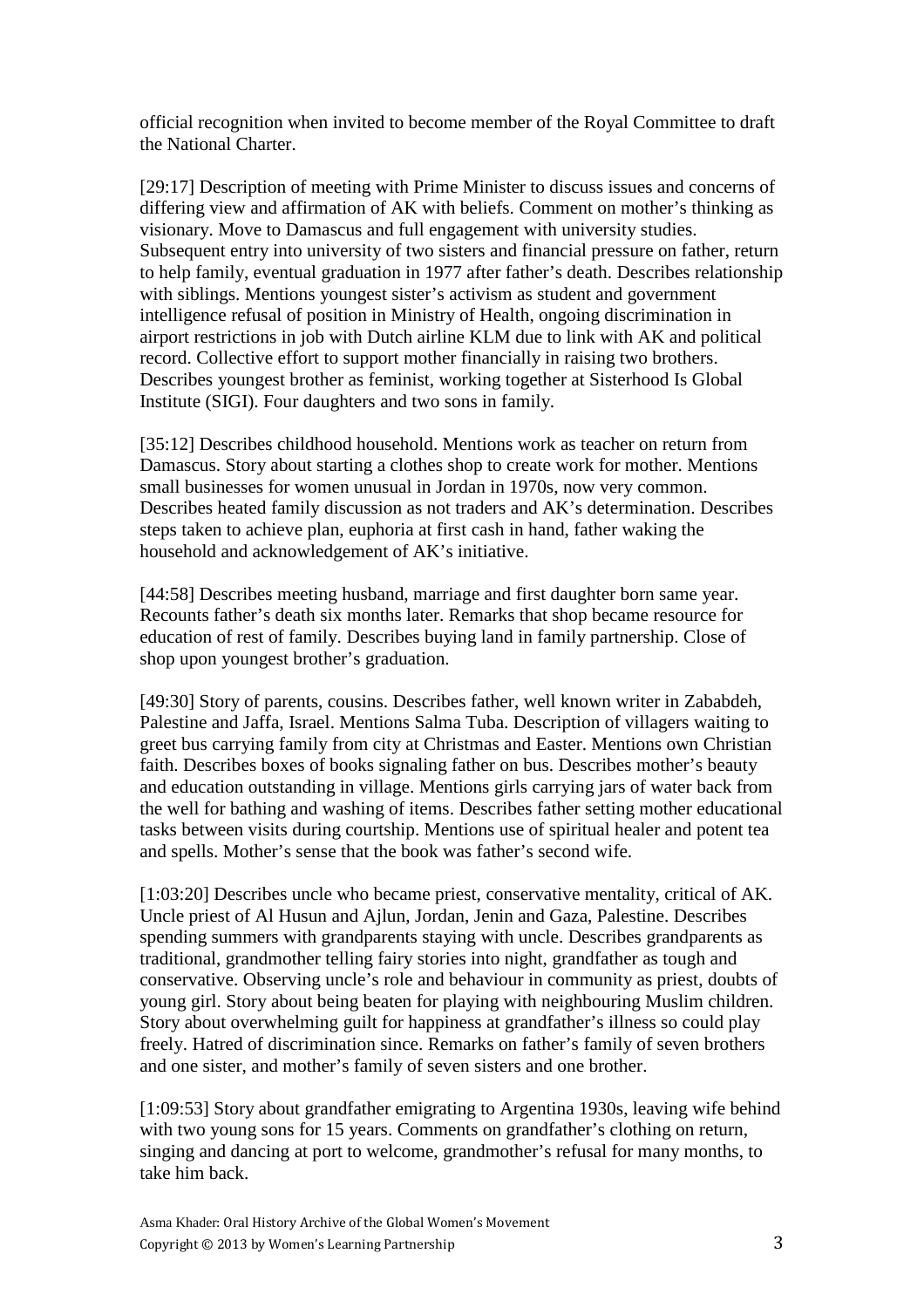official recognition when invited to become member of the Royal Committee to draft the National Charter.

[29:17] Description of meeting with Prime Minister to discuss issues and concerns of differing view and affirmation of AK with beliefs. Comment on mother's thinking as visionary. Move to Damascus and full engagement with university studies. Subsequent entry into university of two sisters and financial pressure on father, return to help family, eventual graduation in 1977 after father's death. Describes relationship with siblings. Mentions youngest sister's activism as student and government intelligence refusal of position in Ministry of Health, ongoing discrimination in airport restrictions in job with Dutch airline KLM due to link with AK and political record. Collective effort to support mother financially in raising two brothers. Describes youngest brother as feminist, working together at Sisterhood Is Global Institute (SIGI). Four daughters and two sons in family.

[35:12] Describes childhood household. Mentions work as teacher on return from Damascus. Story about starting a clothes shop to create work for mother. Mentions small businesses for women unusual in Jordan in 1970s, now very common. Describes heated family discussion as not traders and AK's determination. Describes steps taken to achieve plan, euphoria at first cash in hand, father waking the household and acknowledgement of AK's initiative.

[44:58] Describes meeting husband, marriage and first daughter born same year. Recounts father's death six months later. Remarks that shop became resource for education of rest of family. Describes buying land in family partnership. Close of shop upon youngest brother's graduation.

[49:30] Story of parents, cousins. Describes father, well known writer in Zababdeh, Palestine and Jaffa, Israel. Mentions Salma Tuba. Description of villagers waiting to greet bus carrying family from city at Christmas and Easter. Mentions own Christian faith. Describes boxes of books signaling father on bus. Describes mother's beauty and education outstanding in village. Mentions girls carrying jars of water back from the well for bathing and washing of items. Describes father setting mother educational tasks between visits during courtship. Mentions use of spiritual healer and potent tea and spells. Mother's sense that the book was father's second wife.

[1:03:20] Describes uncle who became priest, conservative mentality, critical of AK. Uncle priest of Al Husun and Ajlun, Jordan, Jenin and Gaza, Palestine. Describes spending summers with grandparents staying with uncle. Describes grandparents as traditional, grandmother telling fairy stories into night, grandfather as tough and conservative. Observing uncle's role and behaviour in community as priest, doubts of young girl. Story about being beaten for playing with neighbouring Muslim children. Story about overwhelming guilt for happiness at grandfather's illness so could play freely. Hatred of discrimination since. Remarks on father's family of seven brothers and one sister, and mother's family of seven sisters and one brother.

[1:09:53] Story about grandfather emigrating to Argentina 1930s, leaving wife behind with two young sons for 15 years. Comments on grandfather's clothing on return, singing and dancing at port to welcome, grandmother's refusal for many months, to take him back.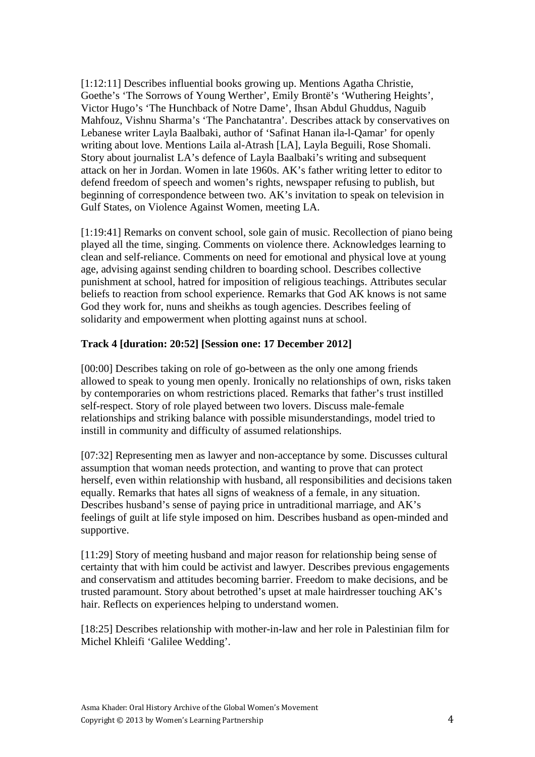[1:12:11] Describes influential books growing up. Mentions Agatha Christie, Goethe's 'The Sorrows of Young Werther', Emily Brontë's 'Wuthering Heights', Victor Hugo's 'The Hunchback of Notre Dame', Ihsan Abdul Ghuddus, Naguib Mahfouz, Vishnu Sharma's 'The Panchatantra'. Describes attack by conservatives on Lebanese writer Layla Baalbaki, author of 'Safinat Hanan ila-l-Qamar' for openly writing about love. Mentions Laila al-Atrash [LA], Layla Beguili, Rose Shomali. Story about journalist LA's defence of Layla Baalbaki's writing and subsequent attack on her in Jordan. Women in late 1960s. AK's father writing letter to editor to defend freedom of speech and women's rights, newspaper refusing to publish, but beginning of correspondence between two. AK's invitation to speak on television in Gulf States, on Violence Against Women, meeting LA.

[1:19:41] Remarks on convent school, sole gain of music. Recollection of piano being played all the time, singing. Comments on violence there. Acknowledges learning to clean and self-reliance. Comments on need for emotional and physical love at young age, advising against sending children to boarding school. Describes collective punishment at school, hatred for imposition of religious teachings. Attributes secular beliefs to reaction from school experience. Remarks that God AK knows is not same God they work for, nuns and sheikhs as tough agencies. Describes feeling of solidarity and empowerment when plotting against nuns at school.

**Track 4 [duration: 20:52] [Session one: 17 December 2012]**

[00:00] Describes taking on role of go-between as the only one among friends allowed to speak to young men openly. Ironically no relationships of own, risks taken by contemporaries on whom restrictions placed. Remarks that father's trust instilled self-respect. Story of role played between two lovers. Discuss male-female relationships and striking balance with possible misunderstandings, model tried to instill in community and difficulty of assumed relationships.

[07:32] Representing men as lawyer and non-acceptance by some. Discusses cultural assumption that woman needs protection, and wanting to prove that can protect herself, even within relationship with husband, all responsibilities and decisions taken equally. Remarks that hates all signs of weakness of a female, in any situation. Describes husband's sense of paying price in untraditional marriage, and AK's feelings of guilt at life style imposed on him. Describes husband as open-minded and supportive.

[11:29] Story of meeting husband and major reason for relationship being sense of certainty that with him could be activist and lawyer. Describes previous engagements and conservatism and attitudes becoming barrier. Freedom to make decisions, and be trusted paramount. Story about betrothed's upset at male hairdresser touching AK's hair. Reflects on experiences helping to understand women.

[18:25] Describes relationship with mother-in-law and her role in Palestinian film for Michel Khleifi 'Galilee Wedding'.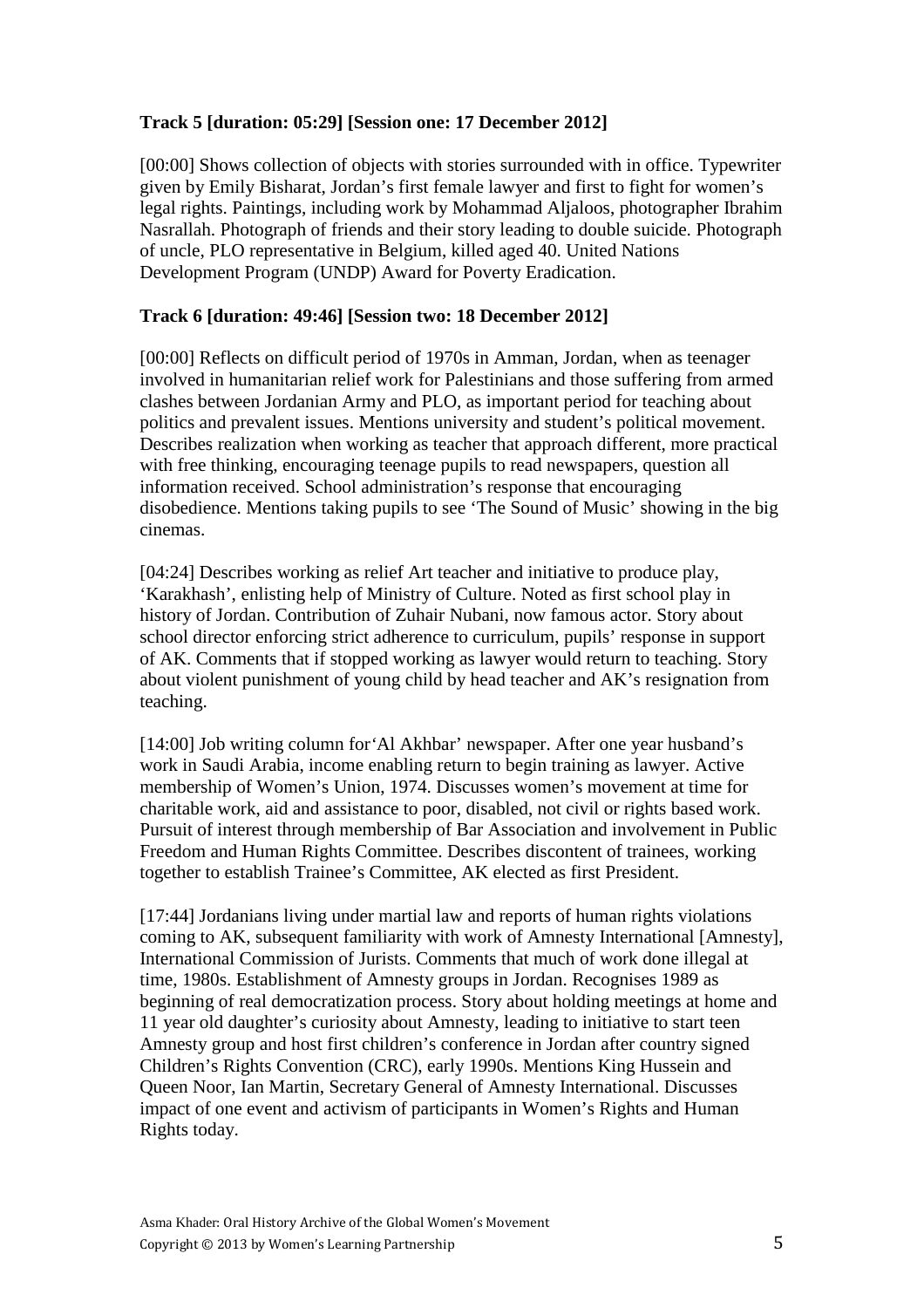**Track 5 [duration: 05:29] [Session one: 17 December 2012]**

[00:00] Shows collection of objects with stories surrounded with in office. Typewriter given by Emily Bisharat, Jordan's first female lawyer and first to fight for women's legal rights. Paintings, including work by Mohammad Aljaloos, photographer Ibrahim Nasrallah. Photograph of friends and their story leading to double suicide. Photograph of uncle, PLO representative in Belgium, killed aged 40. United Nations Development Program (UNDP) Award for Poverty Eradication.

**Track 6 [duration: 49:46] [Session two: 18 December 2012]**

[00:00] Reflects on difficult period of 1970s in Amman, Jordan, when as teenager involved in humanitarian relief work for Palestinians and those suffering from armed clashes between Jordanian Army and PLO, as important period for teaching about politics and prevalent issues. Mentions university and student's political movement. Describes realization when working as teacher that approach different, more practical with free thinking, encouraging teenage pupils to read newspapers, question all information received. School administration's response that encouraging disobedience. Mentions taking pupils to see 'The Sound of Music' showing in the big cinemas.

[04:24] Describes working as relief Art teacher and initiative to produce play, 'Karakhash', enlisting help of Ministry of Culture. Noted as first school play in history of Jordan. Contribution of Zuhair Nubani, now famous actor. Story about school director enforcing strict adherence to curriculum, pupils' response in support of AK. Comments that if stopped working as lawyer would return to teaching. Story about violent punishment of young child by head teacher and AK's resignation from teaching.

[14:00] Job writing column for'Al Akhbar' newspaper. After one year husband's work in Saudi Arabia, income enabling return to begin training as lawyer. Active membership of Women's Union, 1974. Discusses women's movement at time for charitable work, aid and assistance to poor, disabled, not civil or rights based work. Pursuit of interest through membership of Bar Association and involvement in Public Freedom and Human Rights Committee. Describes discontent of trainees, working together to establish Trainee's Committee, AK elected as first President.

[17:44] Jordanians living under martial law and reports of human rights violations coming to AK, subsequent familiarity with work of Amnesty International [Amnesty], International Commission of Jurists. Comments that much of work done illegal at time, 1980s. Establishment of Amnesty groups in Jordan. Recognises 1989 as beginning of real democratization process. Story about holding meetings at home and 11 year old daughter's curiosity about Amnesty, leading to initiative to start teen Amnesty group and host first children's conference in Jordan after country signed Children's Rights Convention (CRC), early 1990s. Mentions King Hussein and Queen Noor, Ian Martin, Secretary General of Amnesty International. Discusses impact of one event and activism of participants in Women's Rights and Human Rights today.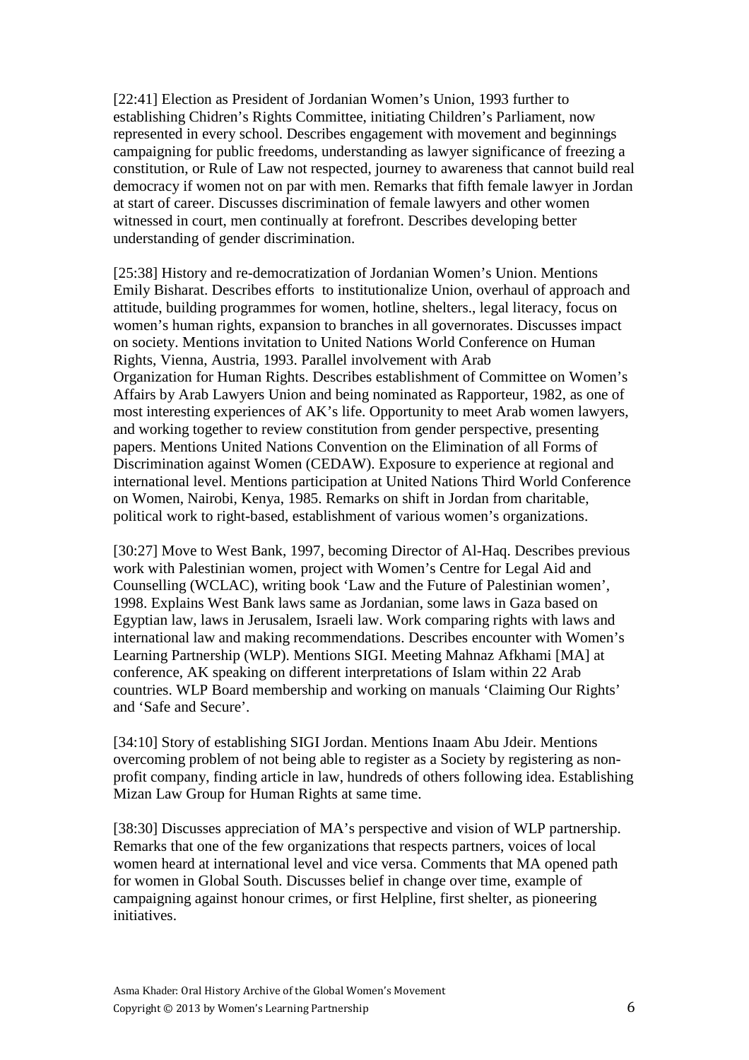[22:41] Election as President of Jordanian Women's Union, 1993 further to establishing Chidren's Rights Committee, initiating Children's Parliament, now represented in every school. Describes engagement with movement and beginnings campaigning for public freedoms, understanding as lawyer significance of freezing a constitution, or Rule of Law not respected, journey to awareness that cannot build real democracy if women not on par with men. Remarks that fifth female lawyer in Jordan at start of career. Discusses discrimination of female lawyers and other women witnessed in court, men continually at forefront. Describes developing better understanding of gender discrimination.

[25:38] History and re-democratization of Jordanian Women's Union. Mentions Emily Bisharat. Describes efforts to institutionalize Union, overhaul of approach and attitude, building programmes for women, hotline, shelters., legal literacy, focus on women's human rights, expansion to branches in all governorates. Discusses impact on society. Mentions invitation to United Nations World Conference on Human Rights, Vienna, Austria, 1993. Parallel involvement with Arab Organization for Human Rights. Describes establishment of Committee on Women's Affairs by Arab Lawyers Union and being nominated as Rapporteur, 1982, as one of most interesting experiences of AK's life. Opportunity to meet Arab women lawyers, and working together to review constitution from gender perspective, presenting papers. Mentions United Nations Convention on the Elimination of all Forms of Discrimination against Women (CEDAW). Exposure to experience at regional and international level. Mentions participation at United Nations Third World Conference on Women, Nairobi, Kenya, 1985. Remarks on shift in Jordan from charitable, political work to right-based, establishment of various women's organizations.

[30:27] Move to West Bank, 1997, becoming Director of Al-Haq. Describes previous work with Palestinian women, project with Women's Centre for Legal Aid and Counselling (WCLAC), writing book 'Law and the Future of Palestinian women', 1998. Explains West Bank laws same as Jordanian, some laws in Gaza based on Egyptian law, laws in Jerusalem, Israeli law. Work comparing rights with laws and international law and making recommendations. Describes encounter with Women's Learning Partnership (WLP). Mentions SIGI. Meeting Mahnaz Afkhami [MA] at conference, AK speaking on different interpretations of Islam within 22 Arab countries. WLP Board membership and working on manuals 'Claiming Our Rights' and 'Safe and Secure'.

[34:10] Story of establishing SIGI Jordan. Mentions Inaam Abu Jdeir. Mentions overcoming problem of not being able to register as a Society by registering as non-profit company, finding article in law, hundreds of others following idea. Establishing Mizan Law Group for Human Rights at same time.

[38:30] Discusses appreciation of MA's perspective and vision of WLP partnership. Remarks that one of the few organizations that respects partners, voices of local women heard at international level and vice versa. Comments that MA opened path for women in Global South. Discusses belief in change over time, example of campaigning against honour crimes, or first Helpline, first shelter, as pioneering initiatives.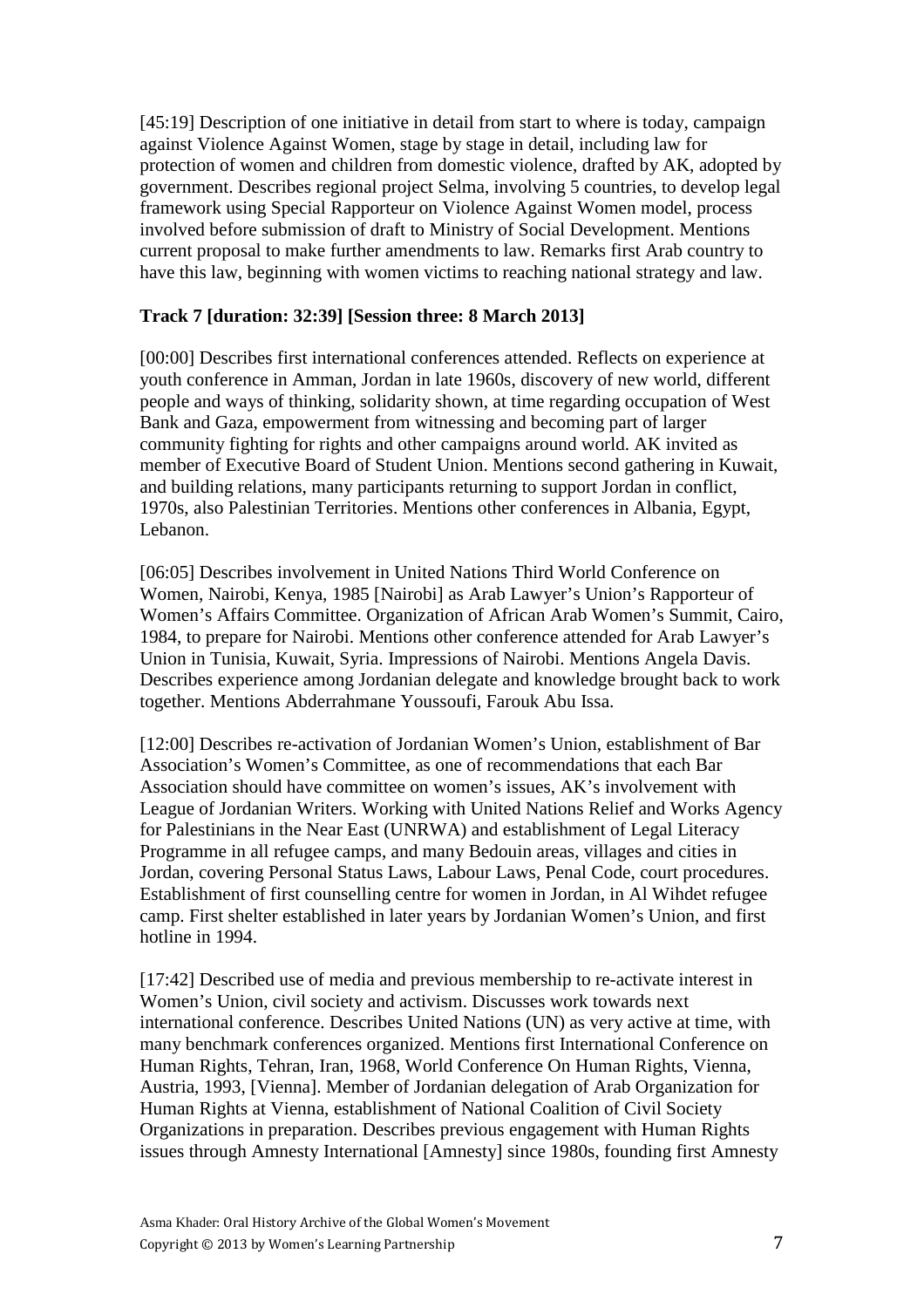[45:19] Description of one initiative in detail from start to where is today, campaign against Violence Against Women, stage by stage in detail, including law for protection of women and children from domestic violence, drafted by AK, adopted by government. Describes regional project Selma, involving 5 countries, to develop legal framework using Special Rapporteur on Violence Against Women model, process involved before submission of draft to Ministry of Social Development. Mentions current proposal to make further amendments to law. Remarks first Arab country to have this law, beginning with women victims to reaching national strategy and law.

**Track 7 [duration: 32:39] [Session three: 8 March 2013]**

[00:00] Describes first international conferences attended. Reflects on experience at youth conference in Amman, Jordan in late 1960s, discovery of new world, different people and ways of thinking, solidarity shown, at time regarding occupation of West Bank and Gaza, empowerment from witnessing and becoming part of larger community fighting for rights and other campaigns around world. AK invited as member of Executive Board of Student Union. Mentions second gathering in Kuwait, and building relations, many participants returning to support Jordan in conflict, 1970s, also Palestinian Territories. Mentions other conferences in Albania, Egypt, Lebanon.

[06:05] Describes involvement in United Nations Third World Conference on Women, Nairobi, Kenya, 1985 [Nairobi] as Arab Lawyer's Union's Rapporteur of Women's Affairs Committee. Organization of African Arab Women's Summit, Cairo, 1984, to prepare for Nairobi. Mentions other conference attended for Arab Lawyer's Union in Tunisia, Kuwait, Syria. Impressions of Nairobi. Mentions Angela Davis. Describes experience among Jordanian delegate and knowledge brought back to work together. Mentions Abderrahmane Youssoufi, Farouk Abu Issa.

[12:00] Describes re-activation of Jordanian Women's Union, establishment of Bar Association's Women's Committee, as one of recommendations that each Bar Association should have committee on women's issues, AK's involvement with League of Jordanian Writers. Working with United Nations Relief and Works Agency for Palestinians in the Near East (UNRWA) and establishment of Legal Literacy Programme in all refugee camps, and many Bedouin areas, villages and cities in Jordan, covering Personal Status Laws, Labour Laws, Penal Code, court procedures. Establishment of first counselling centre for women in Jordan, in Al Wihdet refugee camp. First shelter established in later years by Jordanian Women's Union, and first hotline in 1994.

[17:42] Described use of media and previous membership to re-activate interest in Women's Union, civil society and activism. Discusses work towards next international conference. Describes United Nations (UN) as very active at time, with many benchmark conferences organized. Mentions first International Conference on Human Rights, Tehran, Iran, 1968, World Conference On Human Rights, Vienna, Austria, 1993, [Vienna]. Member of Jordanian delegation of Arab Organization for Human Rights at Vienna, establishment of National Coalition of Civil Society Organizations in preparation. Describes previous engagement with Human Rights issues through Amnesty International [Amnesty] since 1980s, founding first Amnesty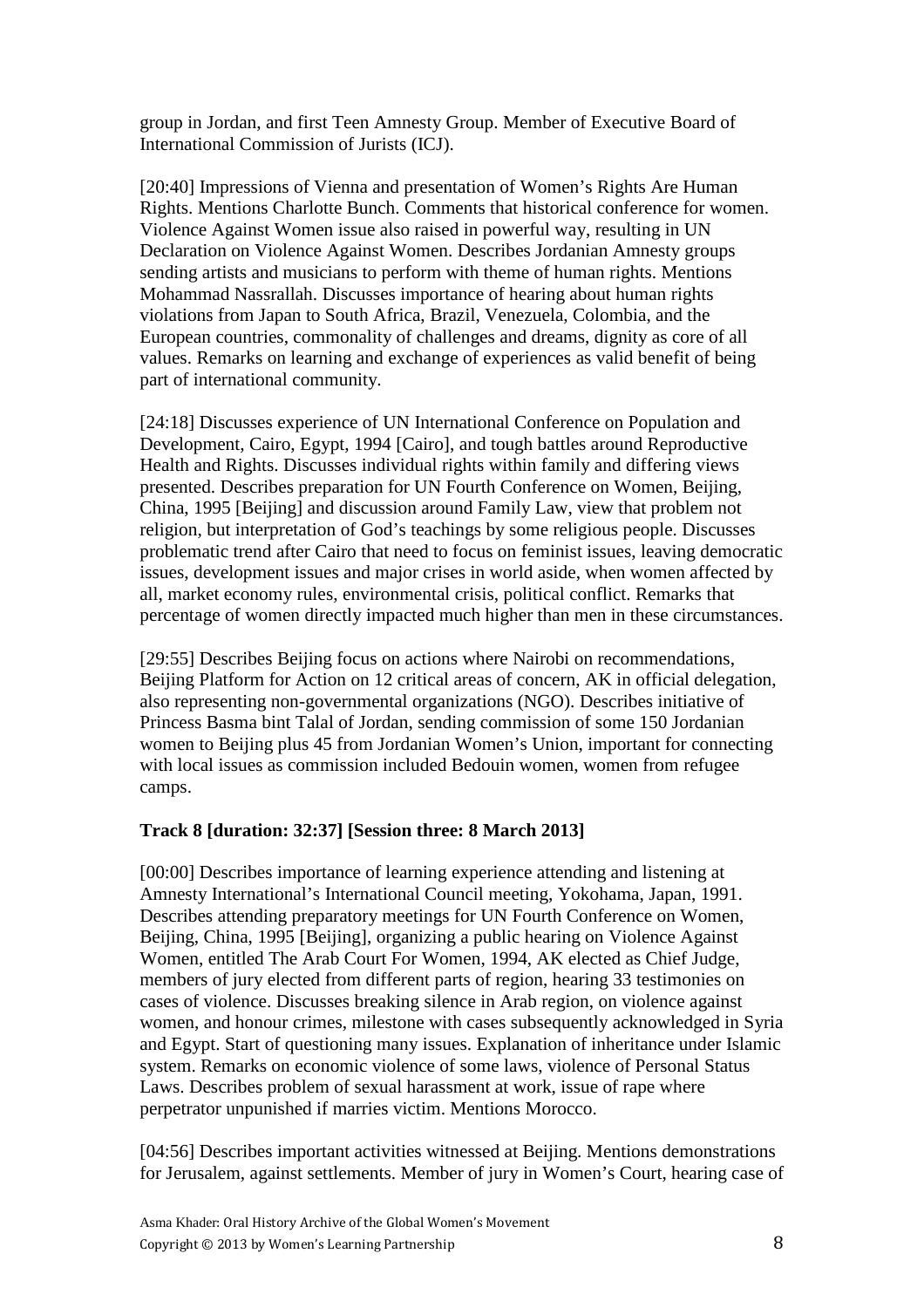group in Jordan, and first Teen Amnesty Group. Member of Executive Board of International Commission of Jurists (ICJ).

[20:40] Impressions of Vienna and presentation of Women's Rights Are Human Rights. Mentions Charlotte Bunch. Comments that historical conference for women. Violence Against Women issue also raised in powerful way, resulting in UN Declaration on Violence Against Women. Describes Jordanian Amnesty groups sending artists and musicians to perform with theme of human rights. Mentions Mohammad Nassrallah. Discusses importance of hearing about human rights violations from Japan to South Africa, Brazil, Venezuela, Colombia, and the European countries, commonality of challenges and dreams, dignity as core of all values. Remarks on learning and exchange of experiences as valid benefit of being part of international community.

[24:18] Discusses experience of UN International Conference on Population and Development, Cairo, Egypt, 1994 [Cairo], and tough battles around Reproductive Health and Rights. Discusses individual rights within family and differing views presented. Describes preparation for UN Fourth Conference on Women, Beijing, China, 1995 [Beijing] and discussion around Family Law, view that problem not religion, but interpretation of God's teachings by some religious people. Discusses problematic trend after Cairo that need to focus on feminist issues, leaving democratic issues, development issues and major crises in world aside, when women affected by all, market economy rules, environmental crisis, political conflict. Remarks that percentage of women directly impacted much higher than men in these circumstances.

[29:55] Describes Beijing focus on actions where Nairobi on recommendations, Beijing Platform for Action on 12 critical areas of concern, AK in official delegation, also representing non-governmental organizations (NGO). Describes initiative of Princess Basma bint Talal of Jordan, sending commission of some 150 Jordanian women to Beijing plus 45 from Jordanian Women's Union, important for connecting with local issues as commission included Bedouin women, women from refugee camps.

**Track 8 [duration: 32:37] [Session three: 8 March 2013]**

[00:00] Describes importance of learning experience attending and listening at Amnesty International's International Council meeting, Yokohama, Japan, 1991. Describes attending preparatory meetings for UN Fourth Conference on Women, Beijing, China, 1995 [Beijing], organizing a public hearing on Violence Against Women, entitled The Arab Court For Women, 1994, AK elected as Chief Judge, members of jury elected from different parts of region, hearing 33 testimonies on cases of violence. Discusses breaking silence in Arab region, on violence against women, and honour crimes, milestone with cases subsequently acknowledged in Syria and Egypt. Start of questioning many issues. Explanation of inheritance under Islamic system. Remarks on economic violence of some laws, violence of Personal Status Laws. Describes problem of sexual harassment at work, issue of rape where perpetrator unpunished if marries victim. Mentions Morocco.

[04:56] Describes important activities witnessed at Beijing. Mentions demonstrations for Jerusalem, against settlements. Member of jury in Women's Court, hearing case of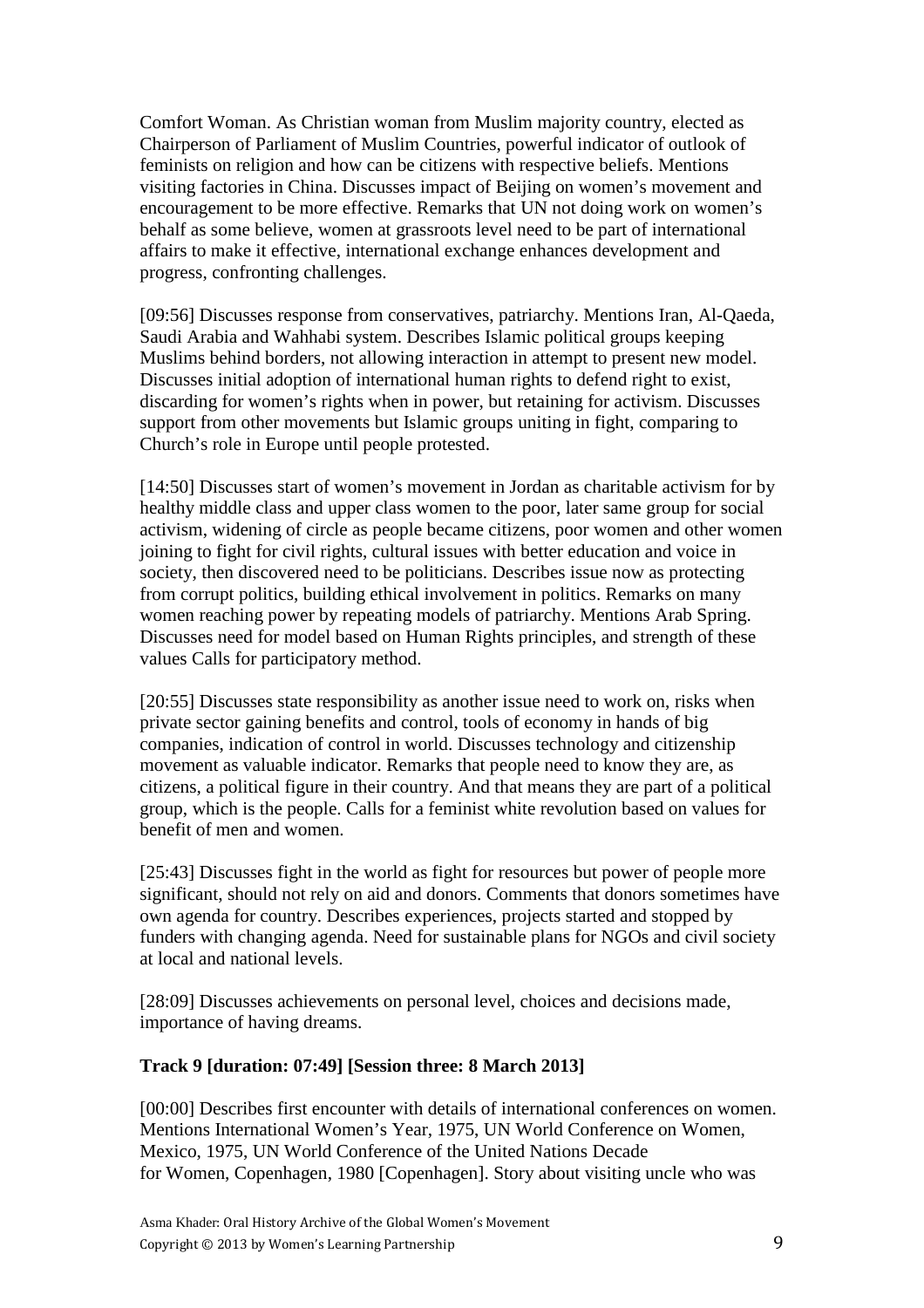Comfort Woman. As Christian woman from Muslim majority country, elected as Chairperson of Parliament of Muslim Countries, powerful indicator of outlook of feminists on religion and how can be citizens with respective beliefs. Mentions visiting factories in China. Discusses impact of Beijing on women's movement and encouragement to be more effective. Remarks that UN not doing work on women's behalf as some believe, women at grassroots level need to be part of international affairs to make it effective, international exchange enhances development and progress, confronting challenges.

[09:56] Discusses response from conservatives, patriarchy. Mentions Iran, Al-Qaeda, Saudi Arabia and Wahhabi system. Describes Islamic political groups keeping Muslims behind borders, not allowing interaction in attempt to present new model. Discusses initial adoption of international human rights to defend right to exist, discarding for women's rights when in power, but retaining for activism. Discusses support from other movements but Islamic groups uniting in fight, comparing to Church's role in Europe until people protested.

[14:50] Discusses start of women's movement in Jordan as charitable activism for by healthy middle class and upper class women to the poor, later same group for social activism, widening of circle as people became citizens, poor women and other women joining to fight for civil rights, cultural issues with better education and voice in society, then discovered need to be politicians. Describes issue now as protecting from corrupt politics, building ethical involvement in politics. Remarks on many women reaching power by repeating models of patriarchy. Mentions Arab Spring. Discusses need for model based on Human Rights principles, and strength of these values Calls for participatory method.

[20:55] Discusses state responsibility as another issue need to work on, risks when private sector gaining benefits and control, tools of economy in hands of big companies, indication of control in world. Discusses technology and citizenship movement as valuable indicator. Remarks that people need to know they are, as citizens, a political figure in their country. And that means they are part of a political group, which is the people. Calls for a feminist white revolution based on values for benefit of men and women.

[25:43] Discusses fight in the world as fight for resources but power of people more significant, should not rely on aid and donors. Comments that donors sometimes have own agenda for country. Describes experiences, projects started and stopped by funders with changing agenda. Need for sustainable plans for NGOs and civil society at local and national levels.

[28:09] Discusses achievements on personal level, choices and decisions made, importance of having dreams.

**Track 9 [duration: 07:49] [Session three: 8 March 2013]**

[00:00] Describes first encounter with details of international conferences on women. Mentions International Women's Year, 1975, UN World Conference on Women, Mexico, 1975, UN World Conference of the United Nations Decade for Women, Copenhagen, 1980 [Copenhagen]. Story about visiting uncle who was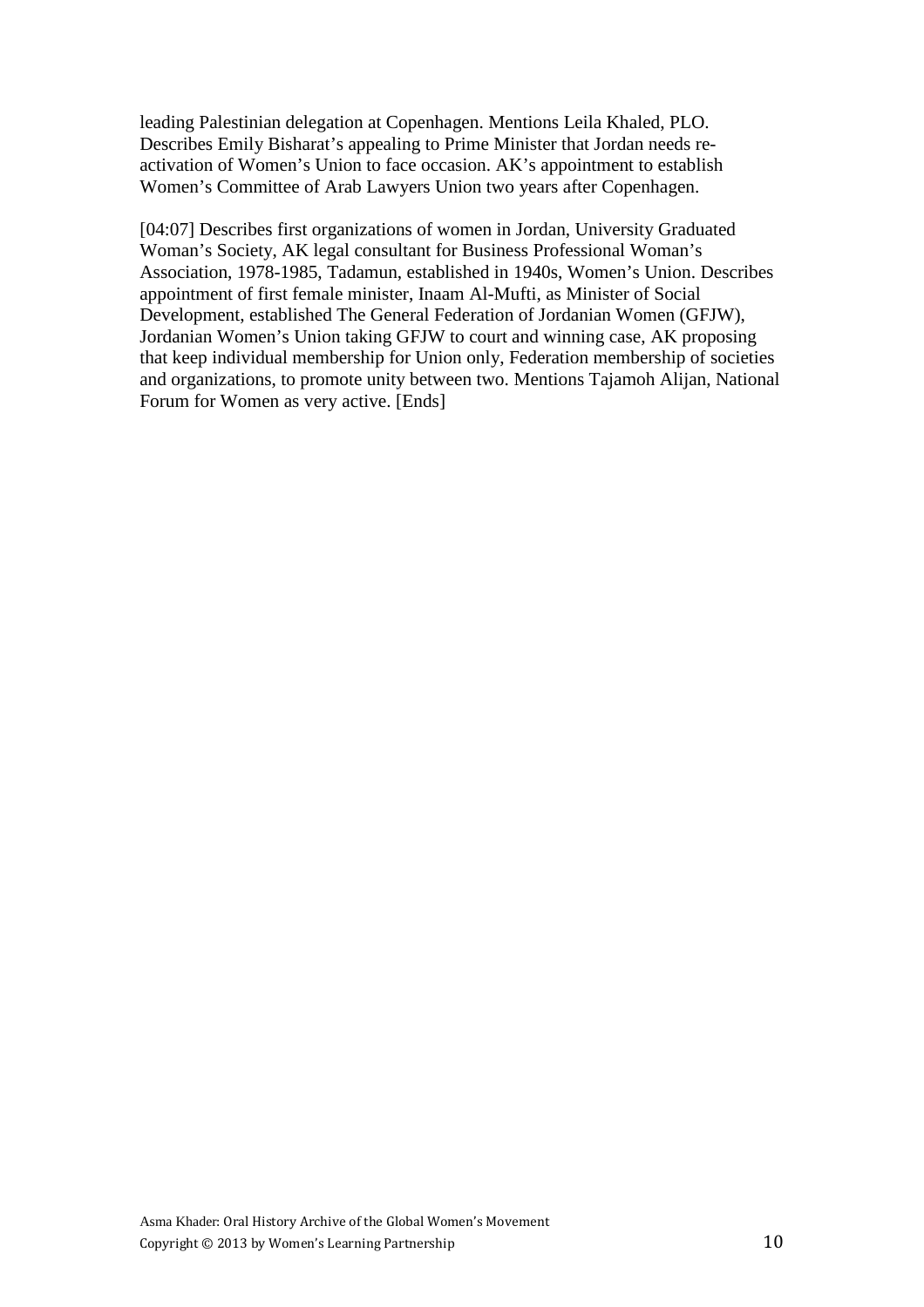leading Palestinian delegation at Copenhagen. Mentions Leila Khaled, PLO. Describes Emily Bisharat's appealing to Prime Minister that Jordan needs re-activation of Women's Union to face occasion. AK's appointment to establish Women's Committee of Arab Lawyers Union two years after Copenhagen.

[04:07] Describes first organizations of women in Jordan, University Graduated Woman's Society, AK legal consultant for Business Professional Woman's Association, 1978-1985, Tadamun, established in 1940s, Women's Union. Describes appointment of first female minister, Inaam Al-Mufti, as Minister of Social Development, established The General Federation of Jordanian Women (GFJW), Jordanian Women's Union taking GFJW to court and winning case, AK proposing that keep individual membership for Union only, Federation membership of societies and organizations, to promote unity between two. Mentions Tajamoh Alijan, National Forum for Women as very active. [Ends]